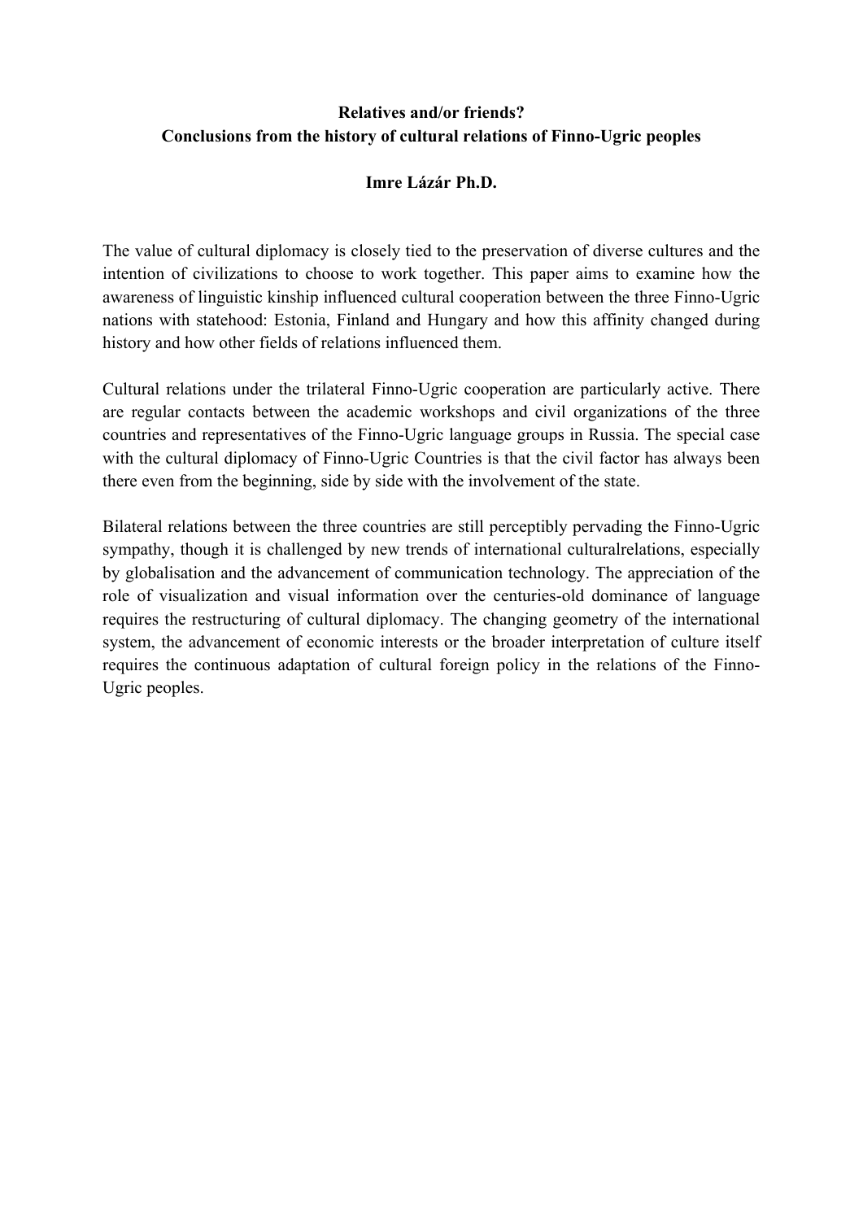**Relatives and/or friends?**
**Conclusions from the history of cultural relations of Finno-Ugric peoples**

**Imre Lázár Ph.D.**

The value of cultural diplomacy is closely tied to the preservation of diverse cultures and the intention of civilizations to choose to work together. This paper aims to examine how the awareness of linguistic kinship influenced cultural cooperation between the three Finno-Ugric nations with statehood: Estonia, Finland and Hungary and how this affinity changed during history and how other fields of relations influenced them.

Cultural relations under the trilateral Finno-Ugric cooperation are particularly active. There are regular contacts between the academic workshops and civil organizations of the three countries and representatives of the Finno-Ugric language groups in Russia. The special case with the cultural diplomacy of Finno-Ugric Countries is that the civil factor has always been there even from the beginning, side by side with the involvement of the state.

Bilateral relations between the three countries are still perceptibly pervading the Finno-Ugric sympathy, though it is challenged by new trends of international culturalrelations, especially by globalisation and the advancement of communication technology. The appreciation of the role of visualization and visual information over the centuries-old dominance of language requires the restructuring of cultural diplomacy. The changing geometry of the international system, the advancement of economic interests or the broader interpretation of culture itself requires the continuous adaptation of cultural foreign policy in the relations of the Finno-Ugric peoples.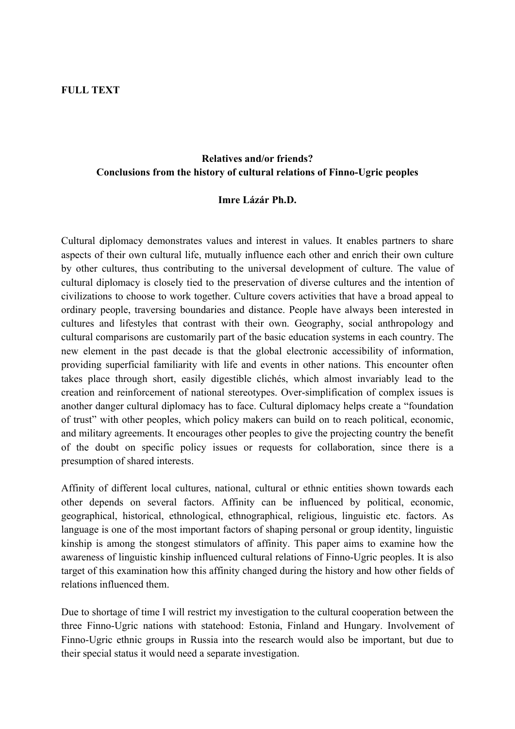**FULL TEXT**

**Relatives and/or friends?**
**Conclusions from the history of cultural relations of Finno-Ugric peoples**

**Imre Lázár Ph.D.**

Cultural diplomacy demonstrates values and interest in values. It enables partners to share aspects of their own cultural life, mutually influence each other and enrich their own culture by other cultures, thus contributing to the universal development of culture. The value of cultural diplomacy is closely tied to the preservation of diverse cultures and the intention of civilizations to choose to work together. Culture covers activities that have a broad appeal to ordinary people, traversing boundaries and distance. People have always been interested in cultures and lifestyles that contrast with their own. Geography, social anthropology and cultural comparisons are customarily part of the basic education systems in each country. The new element in the past decade is that the global electronic accessibility of information, providing superficial familiarity with life and events in other nations. This encounter often takes place through short, easily digestible clichés, which almost invariably lead to the creation and reinforcement of national stereotypes. Over-simplification of complex issues is another danger cultural diplomacy has to face. Cultural diplomacy helps create a "foundation of trust" with other peoples, which policy makers can build on to reach political, economic, and military agreements. It encourages other peoples to give the projecting country the benefit of the doubt on specific policy issues or requests for collaboration, since there is a presumption of shared interests.

Affinity of different local cultures, national, cultural or ethnic entities shown towards each other depends on several factors. Affinity can be influenced by political, economic, geographical, historical, ethnological, ethnographical, religious, linguistic etc. factors. As language is one of the most important factors of shaping personal or group identity, linguistic kinship is among the stongest stimulators of affinity. This paper aims to examine how the awareness of linguistic kinship influenced cultural relations of Finno-Ugric peoples. It is also target of this examination how this affinity changed during the history and how other fields of relations influenced them.

Due to shortage of time I will restrict my investigation to the cultural cooperation between the three Finno-Ugric nations with statehood: Estonia, Finland and Hungary. Involvement of Finno-Ugric ethnic groups in Russia into the research would also be important, but due to their special status it would need a separate investigation.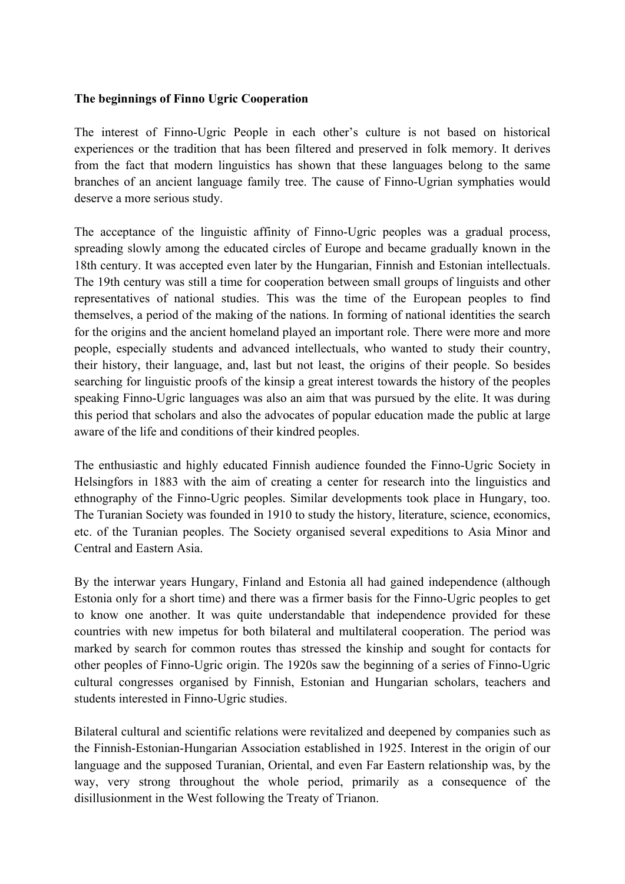**The beginnings of Finno Ugric Cooperation**

The interest of Finno-Ugric People in each other's culture is not based on historical experiences or the tradition that has been filtered and preserved in folk memory. It derives from the fact that modern linguistics has shown that these languages belong to the same branches of an ancient language family tree. The cause of Finno-Ugrian symphaties would deserve a more serious study.

The acceptance of the linguistic affinity of Finno-Ugric peoples was a gradual process, spreading slowly among the educated circles of Europe and became gradually known in the 18th century. It was accepted even later by the Hungarian, Finnish and Estonian intellectuals. The 19th century was still a time for cooperation between small groups of linguists and other representatives of national studies. This was the time of the European peoples to find themselves, a period of the making of the nations. In forming of national identities the search for the origins and the ancient homeland played an important role. There were more and more people, especially students and advanced intellectuals, who wanted to study their country, their history, their language, and, last but not least, the origins of their people. So besides searching for linguistic proofs of the kinsip a great interest towards the history of the peoples speaking Finno-Ugric languages was also an aim that was pursued by the elite. It was during this period that scholars and also the advocates of popular education made the public at large aware of the life and conditions of their kindred peoples.

The enthusiastic and highly educated Finnish audience founded the Finno-Ugric Society in Helsingfors in 1883 with the aim of creating a center for research into the linguistics and ethnography of the Finno-Ugric peoples. Similar developments took place in Hungary, too. The Turanian Society was founded in 1910 to study the history, literature, science, economics, etc. of the Turanian peoples. The Society organised several expeditions to Asia Minor and Central and Eastern Asia.

By the interwar years Hungary, Finland and Estonia all had gained independence (although Estonia only for a short time) and there was a firmer basis for the Finno-Ugric peoples to get to know one another. It was quite understandable that independence provided for these countries with new impetus for both bilateral and multilateral cooperation. The period was marked by search for common routes thas stressed the kinship and sought for contacts for other peoples of Finno-Ugric origin. The 1920s saw the beginning of a series of Finno-Ugric cultural congresses organised by Finnish, Estonian and Hungarian scholars, teachers and students interested in Finno-Ugric studies.

Bilateral cultural and scientific relations were revitalized and deepened by companies such as the Finnish-Estonian-Hungarian Association established in 1925. Interest in the origin of our language and the supposed Turanian, Oriental, and even Far Eastern relationship was, by the way, very strong throughout the whole period, primarily as a consequence of the disillusionment in the West following the Treaty of Trianon.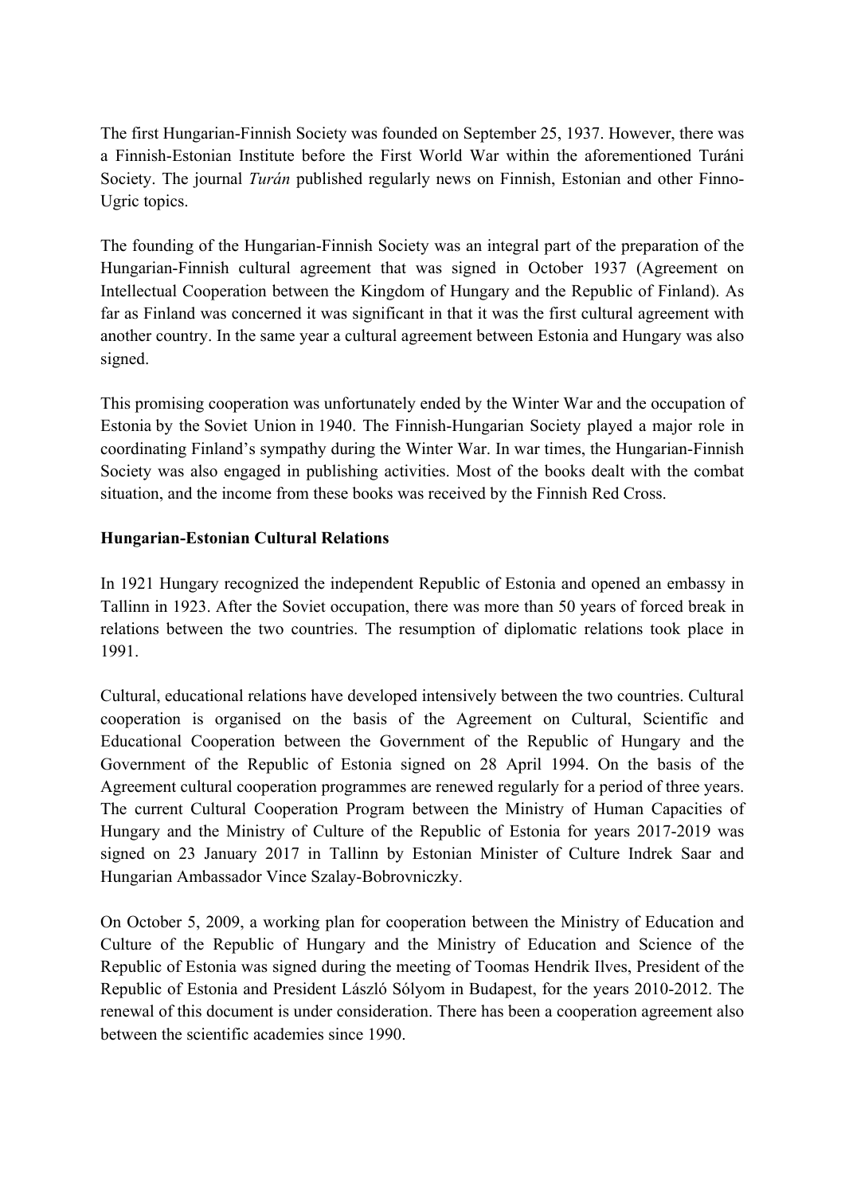The first Hungarian-Finnish Society was founded on September 25, 1937. However, there was a Finnish-Estonian Institute before the First World War within the aforementioned Turáni Society. The journal *Turán* published regularly news on Finnish, Estonian and other Finno-Ugric topics.

The founding of the Hungarian-Finnish Society was an integral part of the preparation of the Hungarian-Finnish cultural agreement that was signed in October 1937 (Agreement on Intellectual Cooperation between the Kingdom of Hungary and the Republic of Finland). As far as Finland was concerned it was significant in that it was the first cultural agreement with another country. In the same year a cultural agreement between Estonia and Hungary was also signed.

This promising cooperation was unfortunately ended by the Winter War and the occupation of Estonia by the Soviet Union in 1940. The Finnish-Hungarian Society played a major role in coordinating Finland's sympathy during the Winter War. In war times, the Hungarian-Finnish Society was also engaged in publishing activities. Most of the books dealt with the combat situation, and the income from these books was received by the Finnish Red Cross.

**Hungarian-Estonian Cultural Relations**

In 1921 Hungary recognized the independent Republic of Estonia and opened an embassy in Tallinn in 1923. After the Soviet occupation, there was more than 50 years of forced break in relations between the two countries. The resumption of diplomatic relations took place in 1991.

Cultural, educational relations have developed intensively between the two countries. Cultural cooperation is organised on the basis of the Agreement on Cultural, Scientific and Educational Cooperation between the Government of the Republic of Hungary and the Government of the Republic of Estonia signed on 28 April 1994. On the basis of the Agreement cultural cooperation programmes are renewed regularly for a period of three years. The current Cultural Cooperation Program between the Ministry of Human Capacities of Hungary and the Ministry of Culture of the Republic of Estonia for years 2017-2019 was signed on 23 January 2017 in Tallinn by Estonian Minister of Culture Indrek Saar and Hungarian Ambassador Vince Szalay-Bobrovniczky.

On October 5, 2009, a working plan for cooperation between the Ministry of Education and Culture of the Republic of Hungary and the Ministry of Education and Science of the Republic of Estonia was signed during the meeting of Toomas Hendrik Ilves, President of the Republic of Estonia and President László Sólyom in Budapest, for the years 2010-2012. The renewal of this document is under consideration. There has been a cooperation agreement also between the scientific academies since 1990.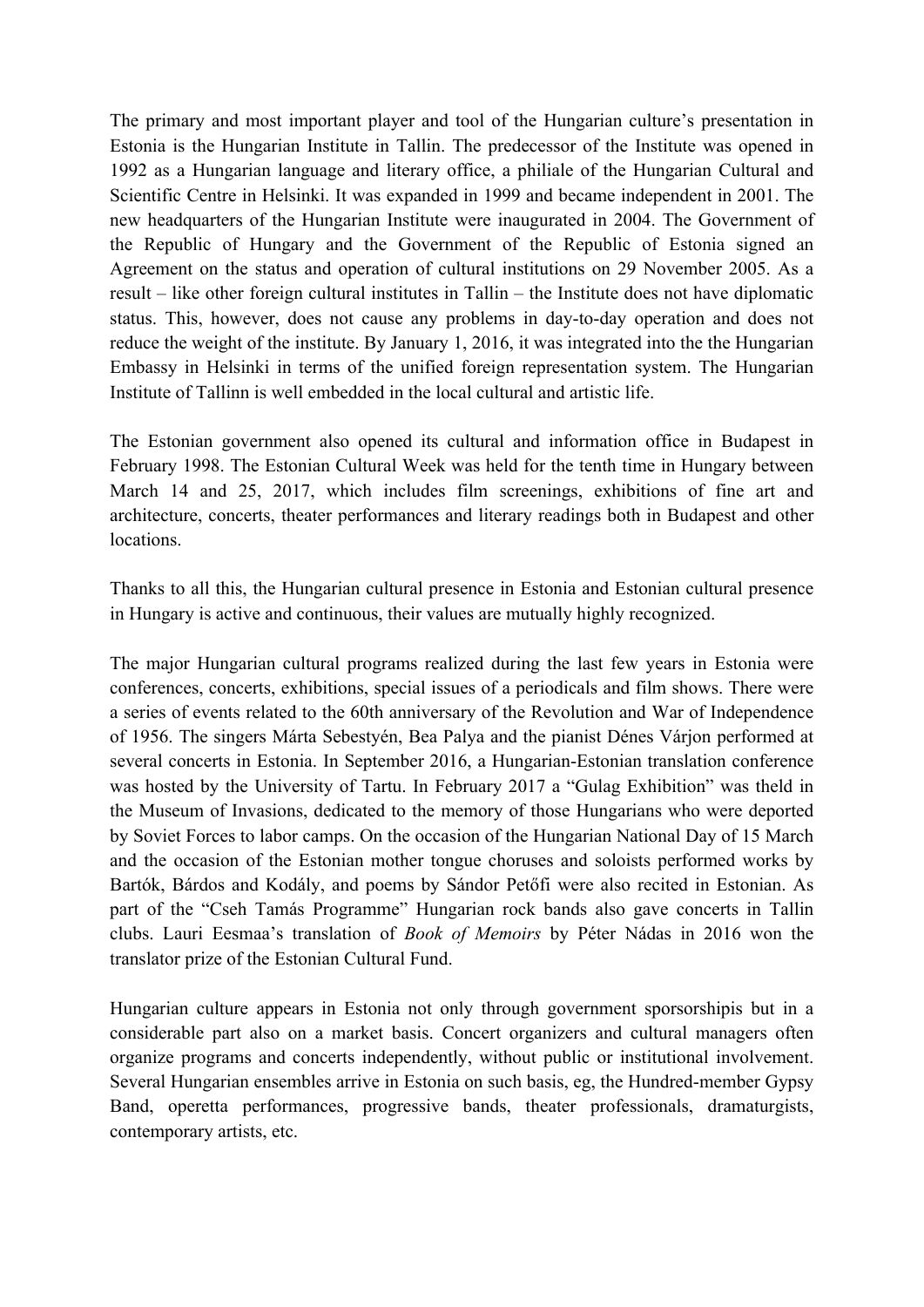The primary and most important player and tool of the Hungarian culture's presentation in Estonia is the Hungarian Institute in Tallin. The predecessor of the Institute was opened in 1992 as a Hungarian language and literary office, a philiale of the Hungarian Cultural and Scientific Centre in Helsinki. It was expanded in 1999 and became independent in 2001. The new headquarters of the Hungarian Institute were inaugurated in 2004. The Government of the Republic of Hungary and the Government of the Republic of Estonia signed an Agreement on the status and operation of cultural institutions on 29 November 2005. As a result – like other foreign cultural institutes in Tallin – the Institute does not have diplomatic status. This, however, does not cause any problems in day-to-day operation and does not reduce the weight of the institute. By January 1, 2016, it was integrated into the the Hungarian Embassy in Helsinki in terms of the unified foreign representation system. The Hungarian Institute of Tallinn is well embedded in the local cultural and artistic life.

The Estonian government also opened its cultural and information office in Budapest in February 1998. The Estonian Cultural Week was held for the tenth time in Hungary between March 14 and 25, 2017, which includes film screenings, exhibitions of fine art and architecture, concerts, theater performances and literary readings both in Budapest and other locations.

Thanks to all this, the Hungarian cultural presence in Estonia and Estonian cultural presence in Hungary is active and continuous, their values are mutually highly recognized.

The major Hungarian cultural programs realized during the last few years in Estonia were conferences, concerts, exhibitions, special issues of a periodicals and film shows. There were a series of events related to the 60th anniversary of the Revolution and War of Independence of 1956. The singers Márta Sebestyén, Bea Palya and the pianist Dénes Várjon performed at several concerts in Estonia. In September 2016, a Hungarian-Estonian translation conference was hosted by the University of Tartu. In February 2017 a "Gulag Exhibition" was theld in the Museum of Invasions, dedicated to the memory of those Hungarians who were deported by Soviet Forces to labor camps. On the occasion of the Hungarian National Day of 15 March and the occasion of the Estonian mother tongue choruses and soloists performed works by Bartók, Bárdos and Kodály, and poems by Sándor Petőfi were also recited in Estonian. As part of the "Cseh Tamás Programme" Hungarian rock bands also gave concerts in Tallin clubs. Lauri Eesmaa's translation of *Book of Memoirs* by Péter Nádas in 2016 won the translator prize of the Estonian Cultural Fund.

Hungarian culture appears in Estonia not only through government sporsorshipis but in a considerable part also on a market basis. Concert organizers and cultural managers often organize programs and concerts independently, without public or institutional involvement. Several Hungarian ensembles arrive in Estonia on such basis, eg, the Hundred-member Gypsy Band, operetta performances, progressive bands, theater professionals, dramaturgists, contemporary artists, etc.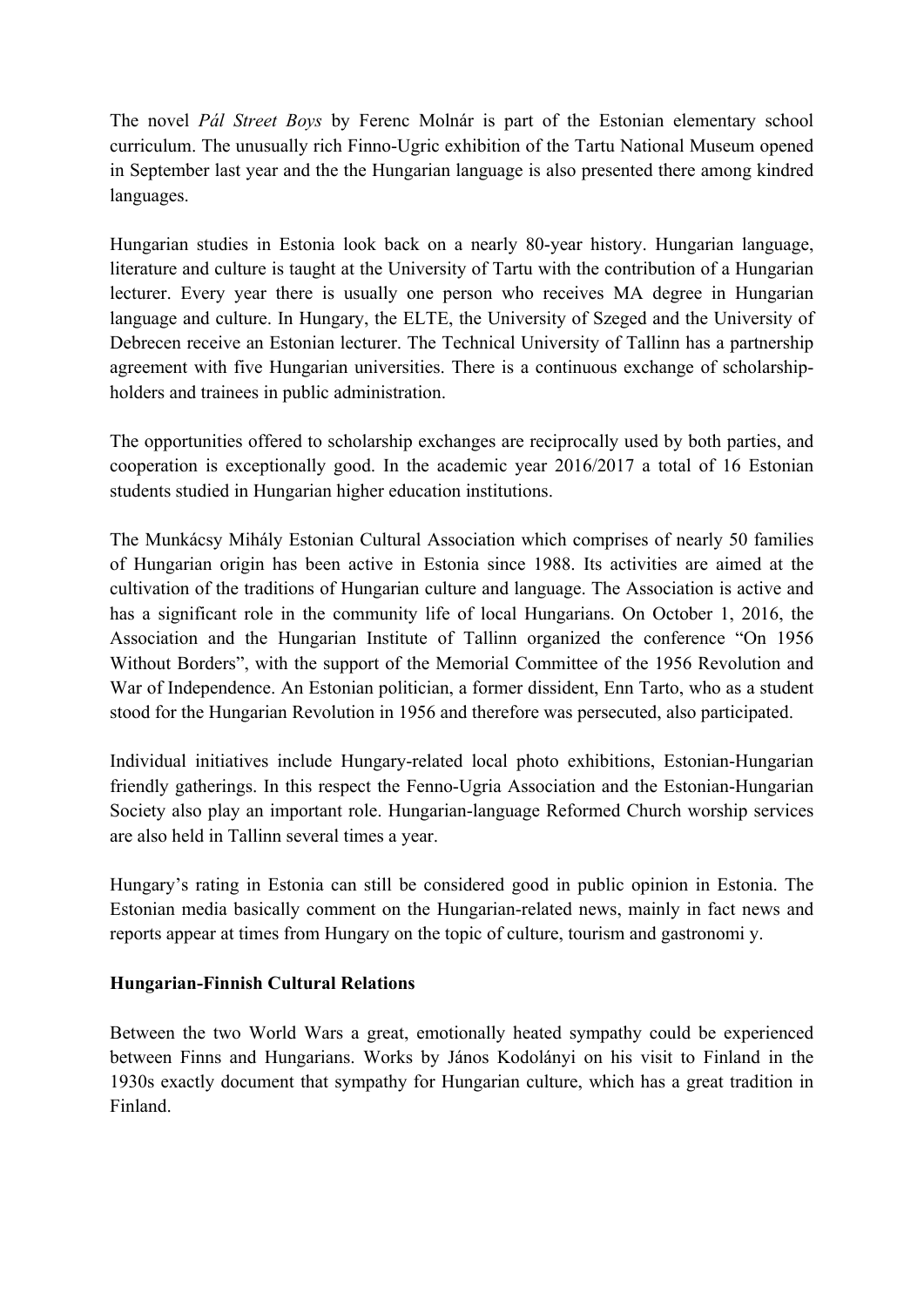The novel *Pál Street Boys* by Ferenc Molnár is part of the Estonian elementary school curriculum. The unusually rich Finno-Ugric exhibition of the Tartu National Museum opened in September last year and the the Hungarian language is also presented there among kindred languages.

Hungarian studies in Estonia look back on a nearly 80-year history. Hungarian language, literature and culture is taught at the University of Tartu with the contribution of a Hungarian lecturer. Every year there is usually one person who receives MA degree in Hungarian language and culture. In Hungary, the ELTE, the University of Szeged and the University of Debrecen receive an Estonian lecturer. The Technical University of Tallinn has a partnership agreement with five Hungarian universities. There is a continuous exchange of scholarship-holders and trainees in public administration.

The opportunities offered to scholarship exchanges are reciprocally used by both parties, and cooperation is exceptionally good. In the academic year 2016/2017 a total of 16 Estonian students studied in Hungarian higher education institutions.

The Munkácsy Mihály Estonian Cultural Association which comprises of nearly 50 families of Hungarian origin has been active in Estonia since 1988. Its activities are aimed at the cultivation of the traditions of Hungarian culture and language. The Association is active and has a significant role in the community life of local Hungarians. On October 1, 2016, the Association and the Hungarian Institute of Tallinn organized the conference "On 1956 Without Borders", with the support of the Memorial Committee of the 1956 Revolution and War of Independence. An Estonian politician, a former dissident, Enn Tarto, who as a student stood for the Hungarian Revolution in 1956 and therefore was persecuted, also participated.

Individual initiatives include Hungary-related local photo exhibitions, Estonian-Hungarian friendly gatherings. In this respect the Fenno-Ugria Association and the Estonian-Hungarian Society also play an important role. Hungarian-language Reformed Church worship services are also held in Tallinn several times a year.

Hungary's rating in Estonia can still be considered good in public opinion in Estonia. The Estonian media basically comment on the Hungarian-related news, mainly in fact news and reports appear at times from Hungary on the topic of culture, tourism and gastronomi y.

**Hungarian-Finnish Cultural Relations**

Between the two World Wars a great, emotionally heated sympathy could be experienced between Finns and Hungarians. Works by János Kodolányi on his visit to Finland in the 1930s exactly document that sympathy for Hungarian culture, which has a great tradition in Finland.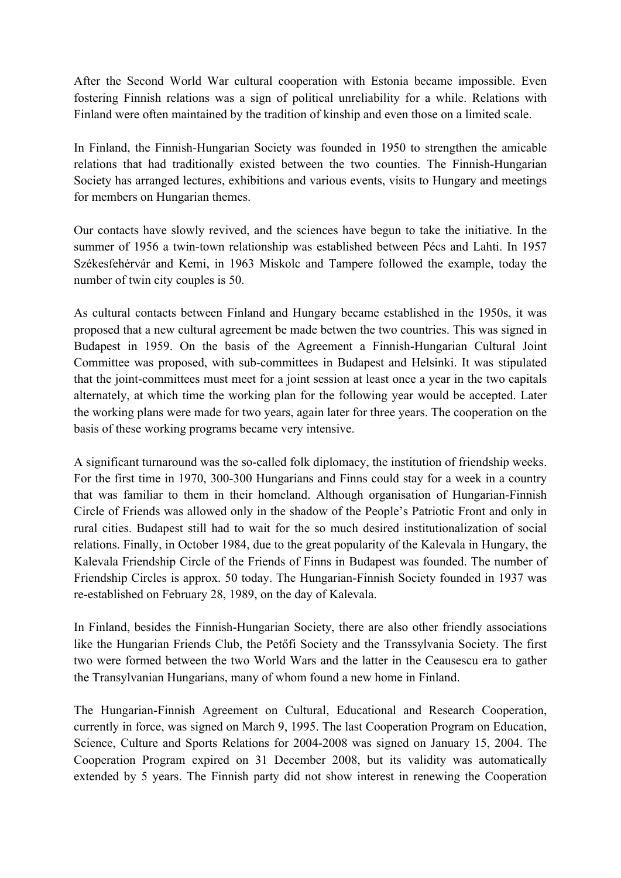After the Second World War cultural cooperation with Estonia became impossible. Even fostering Finnish relations was a sign of political unreliability for a while. Relations with Finland were often maintained by the tradition of kinship and even those on a limited scale.

In Finland, the Finnish-Hungarian Society was founded in 1950 to strengthen the amicable relations that had traditionally existed between the two counties. The Finnish-Hungarian Society has arranged lectures, exhibitions and various events, visits to Hungary and meetings for members on Hungarian themes.

Our contacts have slowly revived, and the sciences have begun to take the initiative. In the summer of 1956 a twin-town relationship was established between Pécs and Lahti. In 1957 Székesfehérvár and Kemi, in 1963 Miskolc and Tampere followed the example, today the number of twin city couples is 50.

As cultural contacts between Finland and Hungary became established in the 1950s, it was proposed that a new cultural agreement be made betwen the two countries. This was signed in Budapest in 1959. On the basis of the Agreement a Finnish-Hungarian Cultural Joint Committee was proposed, with sub-committees in Budapest and Helsinki. It was stipulated that the joint-committees must meet for a joint session at least once a year in the two capitals alternately, at which time the working plan for the following year would be accepted. Later the working plans were made for two years, again later for three years. The cooperation on the basis of these working programs became very intensive.

A significant turnaround was the so-called folk diplomacy, the institution of friendship weeks. For the first time in 1970, 300-300 Hungarians and Finns could stay for a week in a country that was familiar to them in their homeland. Although organisation of Hungarian-Finnish Circle of Friends was allowed only in the shadow of the People's Patriotic Front and only in rural cities. Budapest still had to wait for the so much desired institutionalization of social relations. Finally, in October 1984, due to the great popularity of the Kalevala in Hungary, the Kalevala Friendship Circle of the Friends of Finns in Budapest was founded. The number of Friendship Circles is approx. 50 today. The Hungarian-Finnish Society founded in 1937 was re-established on February 28, 1989, on the day of Kalevala.

In Finland, besides the Finnish-Hungarian Society, there are also other friendly associations like the Hungarian Friends Club, the Petőfi Society and the Transsylvania Society. The first two were formed between the two World Wars and the latter in the Ceausescu era to gather the Transylvanian Hungarians, many of whom found a new home in Finland.

The Hungarian-Finnish Agreement on Cultural, Educational and Research Cooperation, currently in force, was signed on March 9, 1995. The last Cooperation Program on Education, Science, Culture and Sports Relations for 2004-2008 was signed on January 15, 2004. The Cooperation Program expired on 31 December 2008, but its validity was automatically extended by 5 years. The Finnish party did not show interest in renewing the Cooperation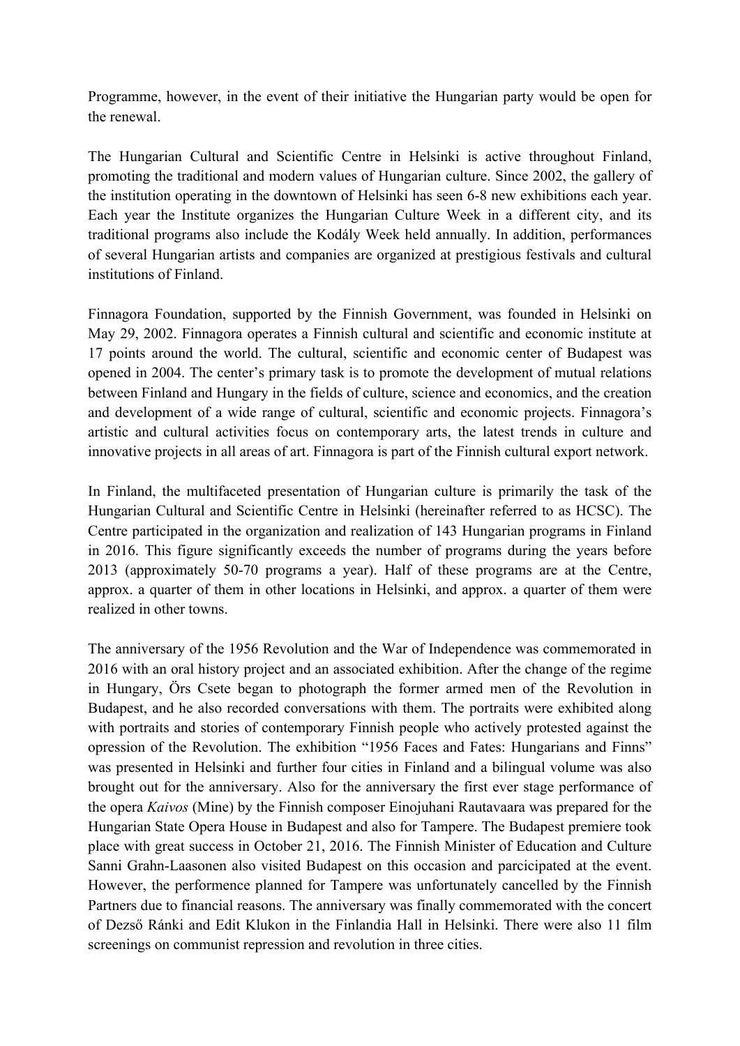Programme, however, in the event of their initiative the Hungarian party would be open for the renewal.

The Hungarian Cultural and Scientific Centre in Helsinki is active throughout Finland, promoting the traditional and modern values of Hungarian culture. Since 2002, the gallery of the institution operating in the downtown of Helsinki has seen 6-8 new exhibitions each year. Each year the Institute organizes the Hungarian Culture Week in a different city, and its traditional programs also include the Kodály Week held annually. In addition, performances of several Hungarian artists and companies are organized at prestigious festivals and cultural institutions of Finland.

Finnagora Foundation, supported by the Finnish Government, was founded in Helsinki on May 29, 2002. Finnagora operates a Finnish cultural and scientific and economic institute at 17 points around the world. The cultural, scientific and economic center of Budapest was opened in 2004. The center's primary task is to promote the development of mutual relations between Finland and Hungary in the fields of culture, science and economics, and the creation and development of a wide range of cultural, scientific and economic projects. Finnagora's artistic and cultural activities focus on contemporary arts, the latest trends in culture and innovative projects in all areas of art. Finnagora is part of the Finnish cultural export network.

In Finland, the multifaceted presentation of Hungarian culture is primarily the task of the Hungarian Cultural and Scientific Centre in Helsinki (hereinafter referred to as HCSC). The Centre participated in the organization and realization of 143 Hungarian programs in Finland in 2016. This figure significantly exceeds the number of programs during the years before 2013 (approximately 50-70 programs a year). Half of these programs are at the Centre, approx. a quarter of them in other locations in Helsinki, and approx. a quarter of them were realized in other towns.

The anniversary of the 1956 Revolution and the War of Independence was commemorated in 2016 with an oral history project and an associated exhibition. After the change of the regime in Hungary, Örs Csete began to photograph the former armed men of the Revolution in Budapest, and he also recorded conversations with them. The portraits were exhibited along with portraits and stories of contemporary Finnish people who actively protested against the opression of the Revolution. The exhibition "1956 Faces and Fates: Hungarians and Finns" was presented in Helsinki and further four cities in Finland and a bilingual volume was also brought out for the anniversary. Also for the anniversary the first ever stage performance of the opera *Kaivos* (Mine) by the Finnish composer Einojuhani Rautavaara was prepared for the Hungarian State Opera House in Budapest and also for Tampere. The Budapest premiere took place with great success in October 21, 2016. The Finnish Minister of Education and Culture Sanni Grahn-Laasonen also visited Budapest on this occasion and parcicipated at the event. However, the performence planned for Tampere was unfortunately cancelled by the Finnish Partners due to financial reasons. The anniversary was finally commemorated with the concert of Dezső Ránki and Edit Klukon in the Finlandia Hall in Helsinki. There were also 11 film screenings on communist repression and revolution in three cities.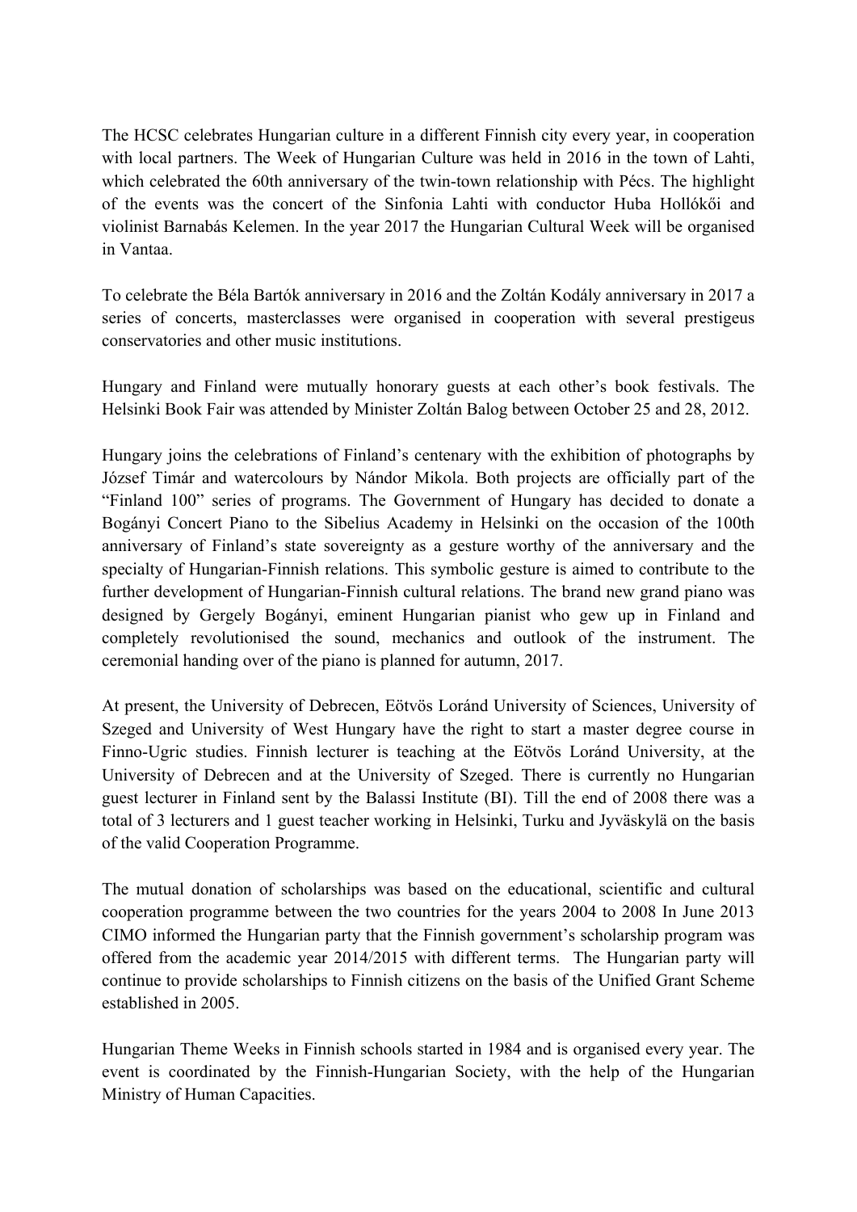The HCSC celebrates Hungarian culture in a different Finnish city every year, in cooperation with local partners. The Week of Hungarian Culture was held in 2016 in the town of Lahti, which celebrated the 60th anniversary of the twin-town relationship with Pécs. The highlight of the events was the concert of the Sinfonia Lahti with conductor Huba Hollókői and violinist Barnabás Kelemen. In the year 2017 the Hungarian Cultural Week will be organised in Vantaa.

To celebrate the Béla Bartók anniversary in 2016 and the Zoltán Kodály anniversary in 2017 a series of concerts, masterclasses were organised in cooperation with several prestigeus conservatories and other music institutions.

Hungary and Finland were mutually honorary guests at each other's book festivals. The Helsinki Book Fair was attended by Minister Zoltán Balog between October 25 and 28, 2012.

Hungary joins the celebrations of Finland's centenary with the exhibition of photographs by József Timár and watercolours by Nándor Mikola. Both projects are officially part of the "Finland 100" series of programs. The Government of Hungary has decided to donate a Bogányi Concert Piano to the Sibelius Academy in Helsinki on the occasion of the 100th anniversary of Finland's state sovereignty as a gesture worthy of the anniversary and the specialty of Hungarian-Finnish relations. This symbolic gesture is aimed to contribute to the further development of Hungarian-Finnish cultural relations. The brand new grand piano was designed by Gergely Bogányi, eminent Hungarian pianist who gew up in Finland and completely revolutionised the sound, mechanics and outlook of the instrument. The ceremonial handing over of the piano is planned for autumn, 2017.

At present, the University of Debrecen, Eötvös Loránd University of Sciences, University of Szeged and University of West Hungary have the right to start a master degree course in Finno-Ugric studies. Finnish lecturer is teaching at the Eötvös Loránd University, at the University of Debrecen and at the University of Szeged. There is currently no Hungarian guest lecturer in Finland sent by the Balassi Institute (BI). Till the end of 2008 there was a total of 3 lecturers and 1 guest teacher working in Helsinki, Turku and Jyväskylä on the basis of the valid Cooperation Programme.

The mutual donation of scholarships was based on the educational, scientific and cultural cooperation programme between the two countries for the years 2004 to 2008 In June 2013 CIMO informed the Hungarian party that the Finnish government's scholarship program was offered from the academic year 2014/2015 with different terms. The Hungarian party will continue to provide scholarships to Finnish citizens on the basis of the Unified Grant Scheme established in 2005.

Hungarian Theme Weeks in Finnish schools started in 1984 and is organised every year. The event is coordinated by the Finnish-Hungarian Society, with the help of the Hungarian Ministry of Human Capacities.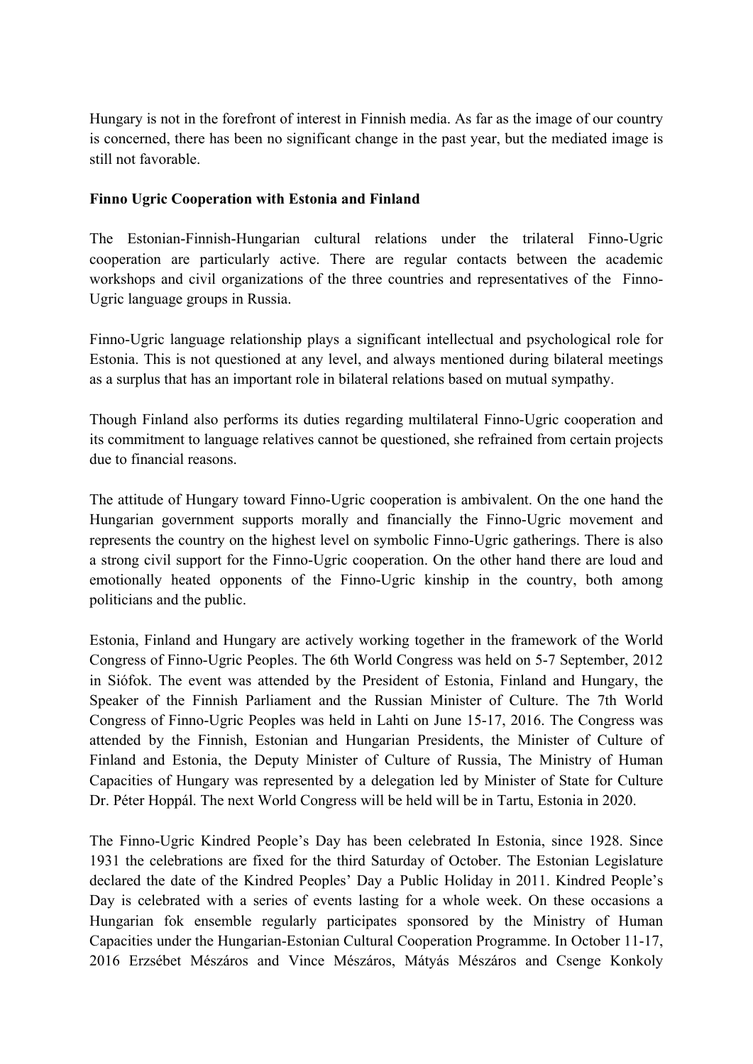Hungary is not in the forefront of interest in Finnish media. As far as the image of our country is concerned, there has been no significant change in the past year, but the mediated image is still not favorable.

**Finno Ugric Cooperation with Estonia and Finland**

The Estonian-Finnish-Hungarian cultural relations under the trilateral Finno-Ugric cooperation are particularly active. There are regular contacts between the academic workshops and civil organizations of the three countries and representatives of the Finno-Ugric language groups in Russia.

Finno-Ugric language relationship plays a significant intellectual and psychological role for Estonia. This is not questioned at any level, and always mentioned during bilateral meetings as a surplus that has an important role in bilateral relations based on mutual sympathy.

Though Finland also performs its duties regarding multilateral Finno-Ugric cooperation and its commitment to language relatives cannot be questioned, she refrained from certain projects due to financial reasons.

The attitude of Hungary toward Finno-Ugric cooperation is ambivalent. On the one hand the Hungarian government supports morally and financially the Finno-Ugric movement and represents the country on the highest level on symbolic Finno-Ugric gatherings. There is also a strong civil support for the Finno-Ugric cooperation. On the other hand there are loud and emotionally heated opponents of the Finno-Ugric kinship in the country, both among politicians and the public.

Estonia, Finland and Hungary are actively working together in the framework of the World Congress of Finno-Ugric Peoples. The 6th World Congress was held on 5-7 September, 2012 in Siófok. The event was attended by the President of Estonia, Finland and Hungary, the Speaker of the Finnish Parliament and the Russian Minister of Culture. The 7th World Congress of Finno-Ugric Peoples was held in Lahti on June 15-17, 2016. The Congress was attended by the Finnish, Estonian and Hungarian Presidents, the Minister of Culture of Finland and Estonia, the Deputy Minister of Culture of Russia, The Ministry of Human Capacities of Hungary was represented by a delegation led by Minister of State for Culture Dr. Péter Hoppál. The next World Congress will be held will be in Tartu, Estonia in 2020.

The Finno-Ugric Kindred People's Day has been celebrated In Estonia, since 1928. Since 1931 the celebrations are fixed for the third Saturday of October. The Estonian Legislature declared the date of the Kindred Peoples' Day a Public Holiday in 2011. Kindred People's Day is celebrated with a series of events lasting for a whole week. On these occasions a Hungarian fok ensemble regularly participates sponsored by the Ministry of Human Capacities under the Hungarian-Estonian Cultural Cooperation Programme. In October 11-17, 2016 Erzsébet Mészáros and Vince Mészáros, Mátyás Mészáros and Csenge Konkoly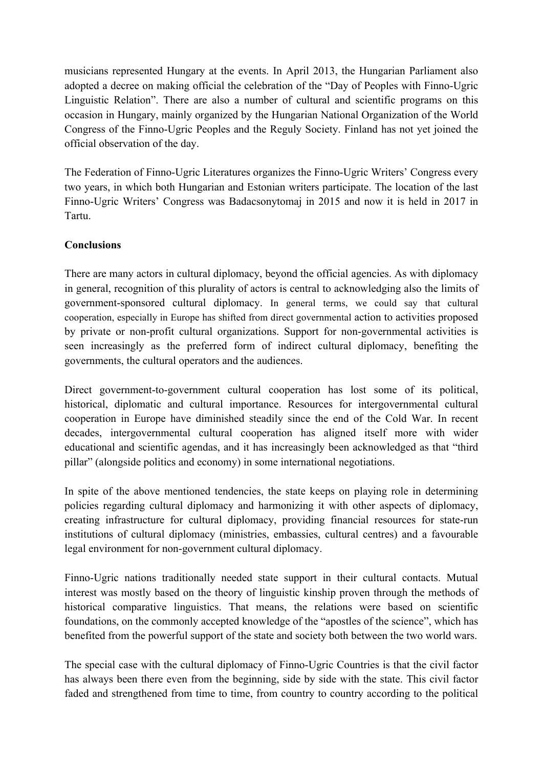musicians represented Hungary at the events. In April 2013, the Hungarian Parliament also adopted a decree on making official the celebration of the "Day of Peoples with Finno-Ugric Linguistic Relation". There are also a number of cultural and scientific programs on this occasion in Hungary, mainly organized by the Hungarian National Organization of the World Congress of the Finno-Ugric Peoples and the Reguly Society. Finland has not yet joined the official observation of the day.

The Federation of Finno-Ugric Literatures organizes the Finno-Ugric Writers' Congress every two years, in which both Hungarian and Estonian writers participate. The location of the last Finno-Ugric Writers' Congress was Badacsonytomaj in 2015 and now it is held in 2017 in Tartu.

**Conclusions**

There are many actors in cultural diplomacy, beyond the official agencies. As with diplomacy in general, recognition of this plurality of actors is central to acknowledging also the limits of government-sponsored cultural diplomacy. In general terms, we could say that cultural cooperation, especially in Europe has shifted from direct governmental action to activities proposed by private or non-profit cultural organizations. Support for non-governmental activities is seen increasingly as the preferred form of indirect cultural diplomacy, benefiting the governments, the cultural operators and the audiences.

Direct government-to-government cultural cooperation has lost some of its political, historical, diplomatic and cultural importance. Resources for intergovernmental cultural cooperation in Europe have diminished steadily since the end of the Cold War. In recent decades, intergovernmental cultural cooperation has aligned itself more with wider educational and scientific agendas, and it has increasingly been acknowledged as that "third pillar" (alongside politics and economy) in some international negotiations.

In spite of the above mentioned tendencies, the state keeps on playing role in determining policies regarding cultural diplomacy and harmonizing it with other aspects of diplomacy, creating infrastructure for cultural diplomacy, providing financial resources for state-run institutions of cultural diplomacy (ministries, embassies, cultural centres) and a favourable legal environment for non-government cultural diplomacy.

Finno-Ugric nations traditionally needed state support in their cultural contacts. Mutual interest was mostly based on the theory of linguistic kinship proven through the methods of historical comparative linguistics. That means, the relations were based on scientific foundations, on the commonly accepted knowledge of the "apostles of the science", which has benefited from the powerful support of the state and society both between the two world wars.

The special case with the cultural diplomacy of Finno-Ugric Countries is that the civil factor has always been there even from the beginning, side by side with the state. This civil factor faded and strengthened from time to time, from country to country according to the political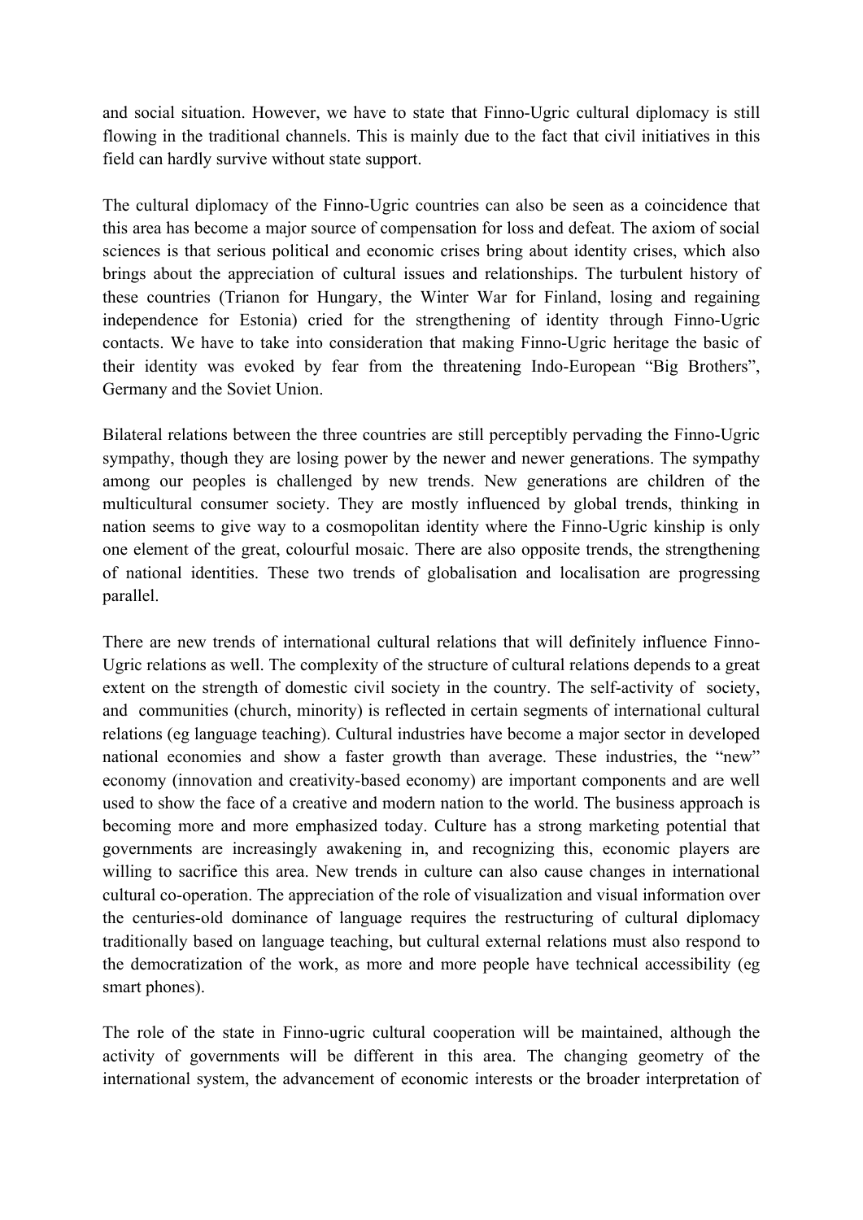and social situation. However, we have to state that Finno-Ugric cultural diplomacy is still flowing in the traditional channels. This is mainly due to the fact that civil initiatives in this field can hardly survive without state support.

The cultural diplomacy of the Finno-Ugric countries can also be seen as a coincidence that this area has become a major source of compensation for loss and defeat. The axiom of social sciences is that serious political and economic crises bring about identity crises, which also brings about the appreciation of cultural issues and relationships. The turbulent history of these countries (Trianon for Hungary, the Winter War for Finland, losing and regaining independence for Estonia) cried for the strengthening of identity through Finno-Ugric contacts. We have to take into consideration that making Finno-Ugric heritage the basic of their identity was evoked by fear from the threatening Indo-European "Big Brothers", Germany and the Soviet Union.

Bilateral relations between the three countries are still perceptibly pervading the Finno-Ugric sympathy, though they are losing power by the newer and newer generations. The sympathy among our peoples is challenged by new trends. New generations are children of the multicultural consumer society. They are mostly influenced by global trends, thinking in nation seems to give way to a cosmopolitan identity where the Finno-Ugric kinship is only one element of the great, colourful mosaic. There are also opposite trends, the strengthening of national identities. These two trends of globalisation and localisation are progressing parallel.

There are new trends of international cultural relations that will definitely influence Finno-Ugric relations as well. The complexity of the structure of cultural relations depends to a great extent on the strength of domestic civil society in the country. The self-activity of society, and communities (church, minority) is reflected in certain segments of international cultural relations (eg language teaching). Cultural industries have become a major sector in developed national economies and show a faster growth than average. These industries, the "new" economy (innovation and creativity-based economy) are important components and are well used to show the face of a creative and modern nation to the world. The business approach is becoming more and more emphasized today. Culture has a strong marketing potential that governments are increasingly awakening in, and recognizing this, economic players are willing to sacrifice this area. New trends in culture can also cause changes in international cultural co-operation. The appreciation of the role of visualization and visual information over the centuries-old dominance of language requires the restructuring of cultural diplomacy traditionally based on language teaching, but cultural external relations must also respond to the democratization of the work, as more and more people have technical accessibility (eg smart phones).

The role of the state in Finno-ugric cultural cooperation will be maintained, although the activity of governments will be different in this area. The changing geometry of the international system, the advancement of economic interests or the broader interpretation of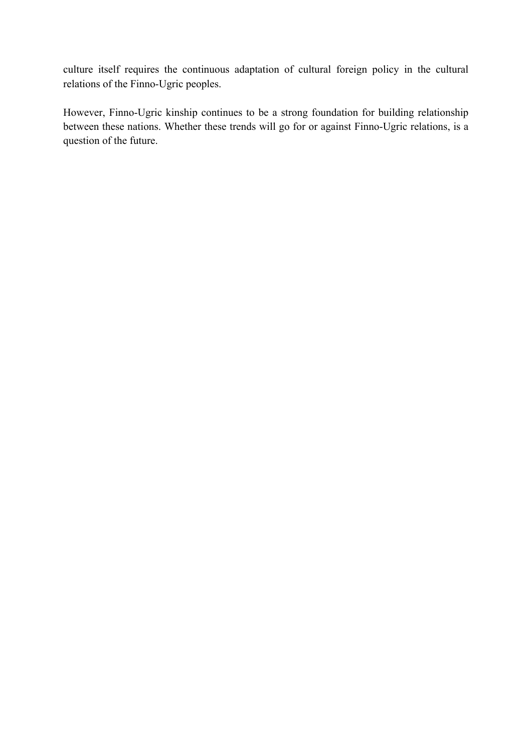culture itself requires the continuous adaptation of cultural foreign policy in the cultural relations of the Finno-Ugric peoples.

However, Finno-Ugric kinship continues to be a strong foundation for building relationship between these nations. Whether these trends will go for or against Finno-Ugric relations, is a question of the future.